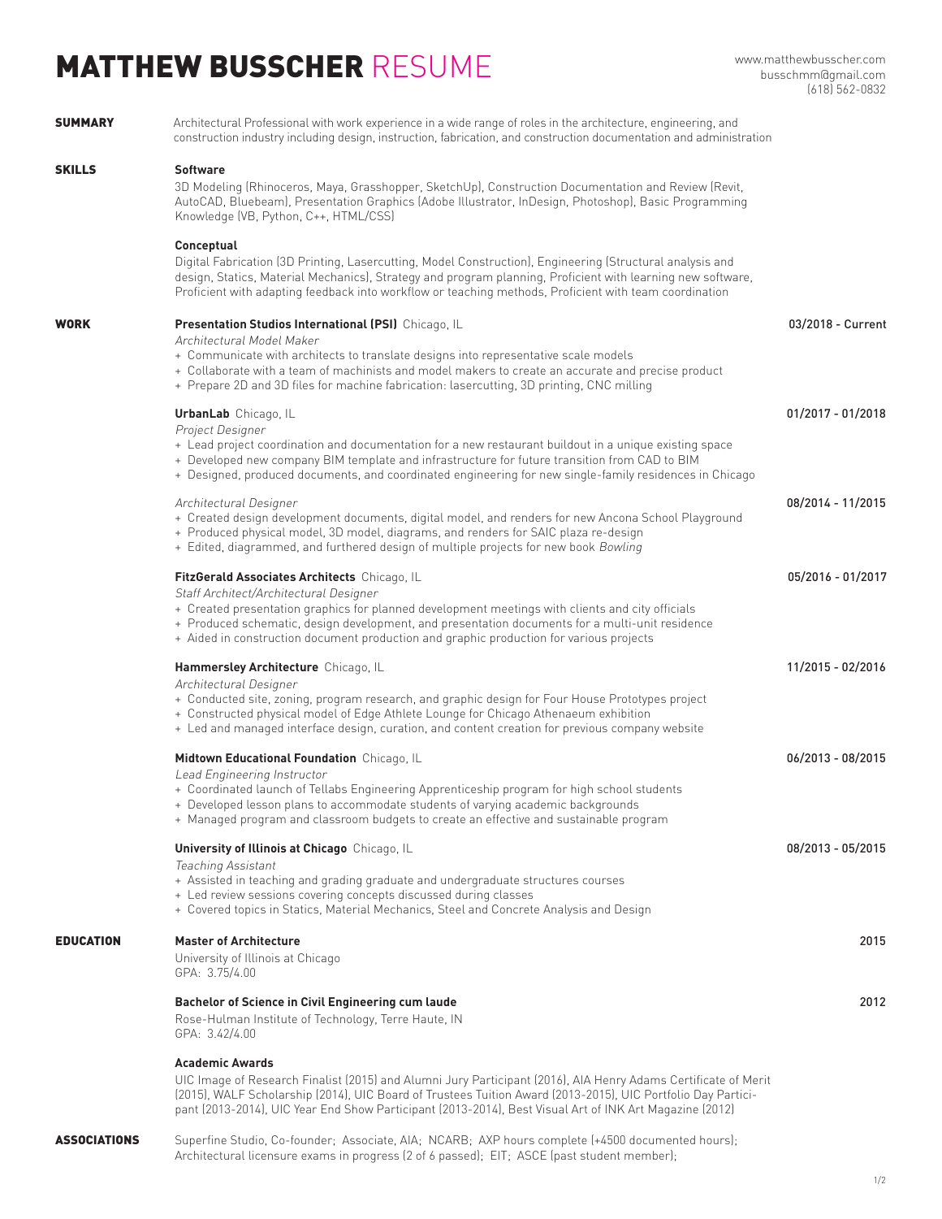# MATTHEW BUSSCHER RESUME

www.matthewbusscher.com
busschmm@gmail.com
(618) 562-0832

## SUMMARY

Architectural Professional with work experience in a wide range of roles in the architecture, engineering, and construction industry including design, instruction, fabrication, and construction documentation and administration

## SKILLS

**Software**

3D Modeling (Rhinoceros, Maya, Grasshopper, SketchUp), Construction Documentation and Review (Revit, AutoCAD, Bluebeam), Presentation Graphics (Adobe Illustrator, InDesign, Photoshop), Basic Programming Knowledge (VB, Python, C++, HTML/CSS)

**Conceptual**

Digital Fabrication (3D Printing, Lasercutting, Model Construction), Engineering (Structural analysis and design, Statics, Material Mechanics), Strategy and program planning, Proficient with learning new software, Proficient with adapting feedback into workflow or teaching methods, Proficient with team coordination

## WORK

**Presentation Studios International (PSI)** Chicago, IL — **03/2018 - Current**

*Architectural Model Maker*

+ Communicate with architects to translate designs into representative scale models
+ Collaborate with a team of machinists and model makers to create an accurate and precise product
+ Prepare 2D and 3D files for machine fabrication: lasercutting, 3D printing, CNC milling

**UrbanLab** Chicago, IL — **01/2017 - 01/2018**

*Project Designer*

+ Lead project coordination and documentation for a new restaurant buildout in a unique existing space
+ Developed new company BIM template and infrastructure for future transition from CAD to BIM
+ Designed, produced documents, and coordinated engineering for new single-family residences in Chicago

*Architectural Designer* — **08/2014 - 11/2015**

+ Created design development documents, digital model, and renders for new Ancona School Playground
+ Produced physical model, 3D model, diagrams, and renders for SAIC plaza re-design
+ Edited, diagrammed, and furthered design of multiple projects for new book *Bowling*

**FitzGerald Associates Architects** Chicago, IL — **05/2016 - 01/2017**

*Staff Architect/Architectural Designer*

+ Created presentation graphics for planned development meetings with clients and city officials
+ Produced schematic, design development, and presentation documents for a multi-unit residence
+ Aided in construction document production and graphic production for various projects

**Hammersley Architecture** Chicago, IL — **11/2015 - 02/2016**

*Architectural Designer*

+ Conducted site, zoning, program research, and graphic design for Four House Prototypes project
+ Constructed physical model of Edge Athlete Lounge for Chicago Athenaeum exhibition
+ Led and managed interface design, curation, and content creation for previous company website

**Midtown Educational Foundation** Chicago, IL — **06/2013 - 08/2015**

*Lead Engineering Instructor*

+ Coordinated launch of Tellabs Engineering Apprenticeship program for high school students
+ Developed lesson plans to accommodate students of varying academic backgrounds
+ Managed program and classroom budgets to create an effective and sustainable program

**University of Illinois at Chicago** Chicago, IL — **08/2013 - 05/2015**

*Teaching Assistant*

+ Assisted in teaching and grading graduate and undergraduate structures courses
+ Led review sessions covering concepts discussed during classes
+ Covered topics in Statics, Material Mechanics, Steel and Concrete Analysis and Design

## EDUCATION

**Master of Architecture** — **2015**

University of Illinois at Chicago
GPA: 3.75/4.00

**Bachelor of Science in Civil Engineering cum laude** — **2012**

Rose-Hulman Institute of Technology, Terre Haute, IN
GPA: 3.42/4.00

**Academic Awards**

UIC Image of Research Finalist (2015) and Alumni Jury Participant (2016), AIA Henry Adams Certificate of Merit (2015), WALF Scholarship (2014), UIC Board of Trustees Tuition Award (2013-2015), UIC Portfolio Day Participant (2013-2014), UIC Year End Show Participant (2013-2014), Best Visual Art of INK Art Magazine (2012)

## ASSOCIATIONS

Superfine Studio, Co-founder; Associate, AIA; NCARB; AXP hours complete (+4500 documented hours); Architectural licensure exams in progress (2 of 6 passed); EIT; ASCE (past student member);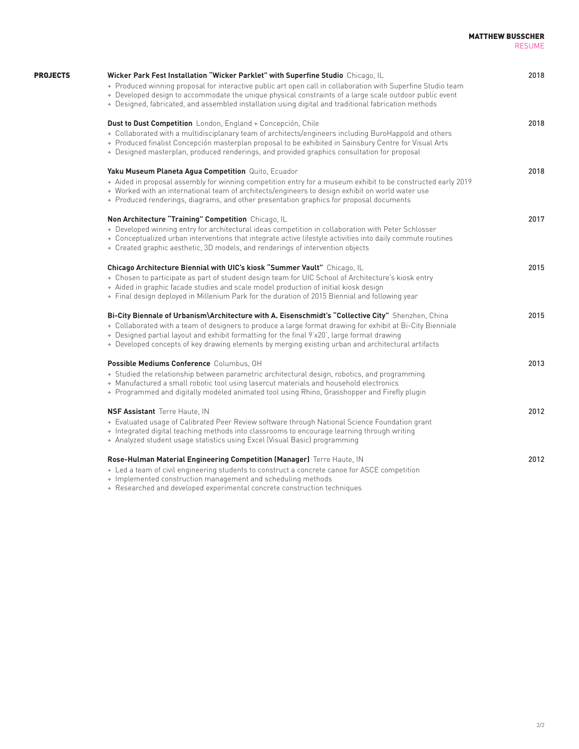## PROJECTS

**Wicker Park Fest Installation "Wicker Parklet" with Superfine Studio** Chicago, IL — 2018

+ Produced winning proposal for interactive public art open call in collaboration with Superfine Studio team
+ Developed design to accommodate the unique physical constraints of a large scale outdoor public event
+ Designed, fabricated, and assembled installation using digital and traditional fabrication methods

**Dust to Dust Competition** London, England + Concepción, Chile — 2018

+ Collaborated with a multidisciplanary team of architects/engineers including BuroHappold and others
+ Produced finalist Concepción masterplan proposal to be exhibited in Sainsbury Centre for Visual Arts
+ Designed masterplan, produced renderings, and provided graphics consultation for proposal

**Yaku Museum Planeta Agua Competition** Quito, Ecuador — 2018

+ Aided in proposal assembly for winning competition entry for a museum exhibit to be constructed early 2019
+ Worked with an international team of architects/engineers to design exhibit on world water use
+ Produced renderings, diagrams, and other presentation graphics for proposal documents

**Non Architecture "Training" Competition** Chicago, IL — 2017

+ Developed winning entry for architectural ideas competition in collaboration with Peter Schlosser
+ Conceptualized urban interventions that integrate active lifestyle activities into daily commute routines
+ Created graphic aesthetic, 3D models, and renderings of intervention objects

**Chicago Architecture Biennial with UIC's kiosk "Summer Vault"** Chicago, IL — 2015

+ Chosen to participate as part of student design team for UIC School of Architecture's kiosk entry
+ Aided in graphic facade studies and scale model production of initial kiosk design
+ Final design deployed in Millenium Park for the duration of 2015 Biennial and following year

**Bi-City Biennale of Urbanism\Architecture with A. Eisenschmidt's "Collective City"** Shenzhen, China — 2015

+ Collaborated with a team of designers to produce a large format drawing for exhibit at Bi-City Bienniale
+ Designed partial layout and exhibit formatting for the final 9'x20', large format drawing
+ Developed concepts of key drawing elements by merging existing urban and architectural artifacts

**Possible Mediums Conference** Columbus, OH — 2013

+ Studied the relationship between parametric architectural design, robotics, and programming
+ Manufactured a small robotic tool using lasercut materials and household electronics
+ Programmed and digitally modeled animated tool using Rhino, Grasshopper and Firefly plugin

**NSF Assistant** Terre Haute, IN — 2012

+ Evaluated usage of Calibrated Peer Review software through National Science Foundation grant
+ Integrated digital teaching methods into classrooms to encourage learning through writing
+ Analyzed student usage statistics using Excel (Visual Basic) programming

**Rose-Hulman Material Engineering Competition (Manager)** Terre Haute, IN — 2012

+ Led a team of civil engineering students to construct a concrete canoe for ASCE competition
+ Implemented construction management and scheduling methods
+ Researched and developed experimental concrete construction techniques